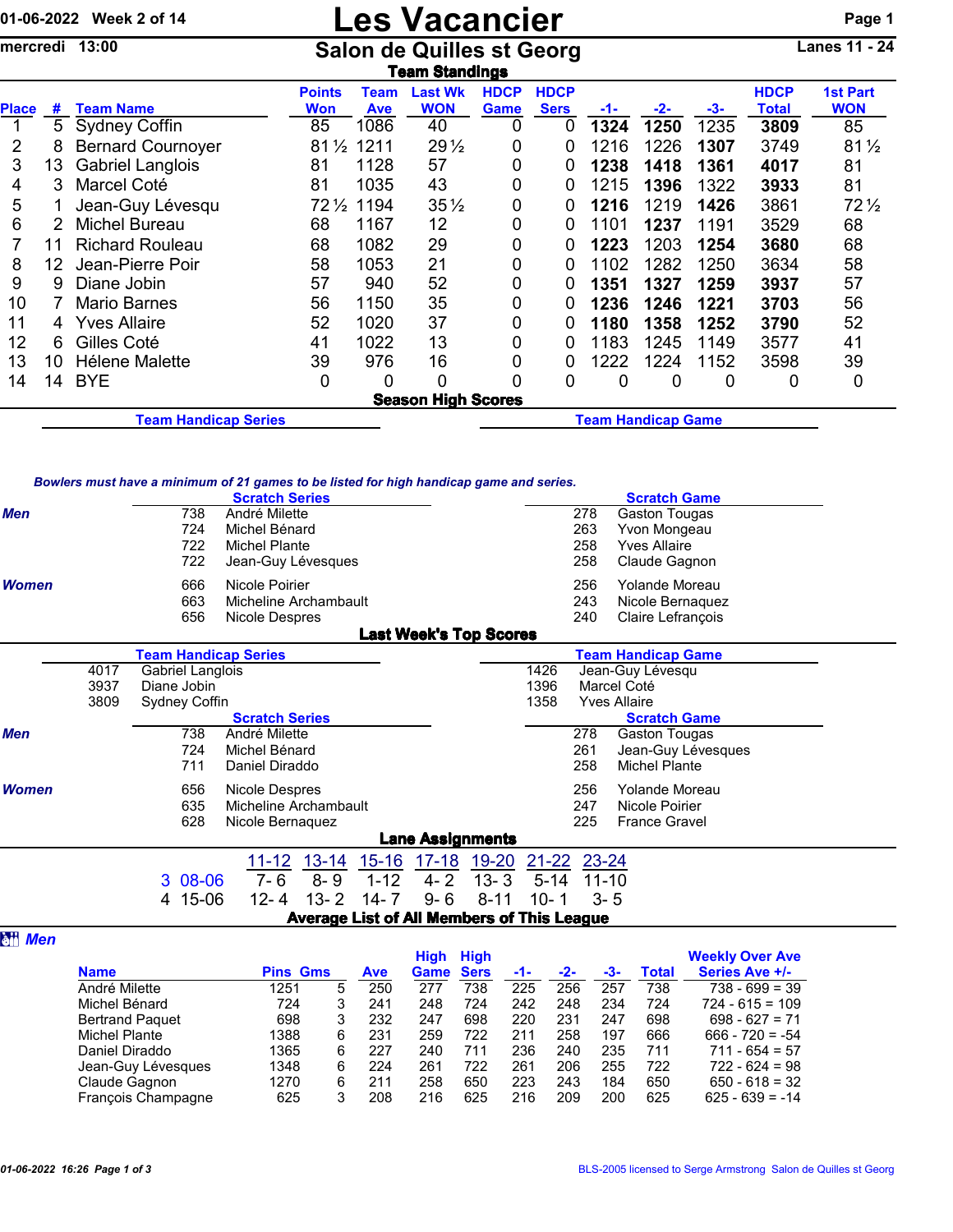01-06-2022 Week 2 of 14

mercredi 13:00

# Les Vacancier

## Salon de Quilles st Georg

Lanes 11 - 24

### Team Standings

| Place | # | Team Name | Points Won | Team Ave | Last Wk WON | HDCP Game | HDCP Sers | -1- | -2- | -3- | HDCP Total | 1st Part WON |
|---|---|---|---|---|---|---|---|---|---|---|---|---|
| 1 | 5 | Sydney Coffin | 85 | 1086 | 40 | 0 | 0 | **1324** | **1250** | 1235 | **3809** | 85 |
| 2 | 8 | Bernard Cournoyer | 81½ | 1211 | 29½ | 0 | 0 | 1216 | 1226 | **1307** | 3749 | 81½ |
| 3 | 13 | Gabriel Langlois | 81 | 1128 | 57 | 0 | 0 | **1238** | **1418** | **1361** | **4017** | 81 |
| 4 | 3 | Marcel Coté | 81 | 1035 | 43 | 0 | 0 | 1215 | **1396** | 1322 | **3933** | 81 |
| 5 | 1 | Jean-Guy Lévesqu | 72½ | 1194 | 35½ | 0 | 0 | **1216** | 1219 | **1426** | 3861 | 72½ |
| 6 | 2 | Michel Bureau | 68 | 1167 | 12 | 0 | 0 | 1101 | **1237** | 1191 | 3529 | 68 |
| 7 | 11 | Richard Rouleau | 68 | 1082 | 29 | 0 | 0 | **1223** | 1203 | **1254** | **3680** | 68 |
| 8 | 12 | Jean-Pierre Poir | 58 | 1053 | 21 | 0 | 0 | 1102 | 1282 | 1250 | 3634 | 58 |
| 9 | 9 | Diane Jobin | 57 | 940 | 52 | 0 | 0 | **1351** | **1327** | **1259** | **3937** | 57 |
| 10 | 7 | Mario Barnes | 56 | 1150 | 35 | 0 | 0 | **1236** | **1246** | **1221** | **3703** | 56 |
| 11 | 4 | Yves Allaire | 52 | 1020 | 37 | 0 | 0 | **1180** | **1358** | **1252** | **3790** | 52 |
| 12 | 6 | Gilles Coté | 41 | 1022 | 13 | 0 | 0 | 1183 | 1245 | 1149 | 3577 | 41 |
| 13 | 10 | Hélene Malette | 39 | 976 | 16 | 0 | 0 | 1222 | 1224 | 1152 | 3598 | 39 |
| 14 | 14 | BYE | 0 | 0 | 0 | 0 | 0 | 0 | 0 | 0 | 0 | 0 |

### Season High Scores

**Team Handicap Series** | **Team Handicap Game**

*Bowlers must have a minimum of 21 games to be listed for high handicap game and series.*

| | Scratch Series | | Scratch Game | |
|---|---|---|---|---|
| ***Men*** | 738 | André Milette | 278 | Gaston Tougas |
| | 724 | Michel Bénard | 263 | Yvon Mongeau |
| | 722 | Michel Plante | 258 | Yves Allaire |
| | 722 | Jean-Guy Lévesques | 258 | Claude Gagnon |
| ***Women*** | 666 | Nicole Poirier | 256 | Yolande Moreau |
| | 663 | Micheline Archambault | 243 | Nicole Bernaquez |
| | 656 | Nicole Despres | 240 | Claire Lefrançois |

### Last Week's Top Scores

| Team Handicap Series | | Team Handicap Game | |
|---|---|---|---|
| 4017 | Gabriel Langlois | 1426 | Jean-Guy Lévesqu |
| 3937 | Diane Jobin | 1396 | Marcel Coté |
| 3809 | Sydney Coffin | 1358 | Yves Allaire |

| | Scratch Series | | Scratch Game | |
|---|---|---|---|---|
| ***Men*** | 738 | André Milette | 278 | Gaston Tougas |
| | 724 | Michel Bénard | 261 | Jean-Guy Lévesques |
| | 711 | Daniel Diraddo | 258 | Michel Plante |
| ***Women*** | 656 | Nicole Despres | 256 | Yolande Moreau |
| | 635 | Micheline Archambault | 247 | Nicole Poirier |
| | 628 | Nicole Bernaquez | 225 | France Gravel |

### Lane Assignments

| | 11-12 | 13-14 | 15-16 | 17-18 | 19-20 | 21-22 | 23-24 |
|---|---|---|---|---|---|---|---|
| 3 08-06 | 7- 6 | 8- 9 | 1-12 | 4- 2 | 13- 3 | 5-14 | 11-10 |
| 4 15-06 | 12- 4 | 13- 2 | 14- 7 | 9- 6 | 8-11 | 10- 1 | 3- 5 |

### Average List of All Members of This League

***Men***

| Name | Pins | Gms | Ave | High Game | High Sers | -1- | -2- | -3- | Total | Weekly Over Ave Series Ave +/- |
|---|---|---|---|---|---|---|---|---|---|---|
| André Milette | 1251 | 5 | 250 | 277 | 738 | 225 | 256 | 257 | 738 | 738 - 699 = 39 |
| Michel Bénard | 724 | 3 | 241 | 248 | 724 | 242 | 248 | 234 | 724 | 724 - 615 = 109 |
| Bertrand Paquet | 698 | 3 | 232 | 247 | 698 | 220 | 231 | 247 | 698 | 698 - 627 = 71 |
| Michel Plante | 1388 | 6 | 231 | 259 | 722 | 211 | 258 | 197 | 666 | 666 - 720 = -54 |
| Daniel Diraddo | 1365 | 6 | 227 | 240 | 711 | 236 | 240 | 235 | 711 | 711 - 654 = 57 |
| Jean-Guy Lévesques | 1348 | 6 | 224 | 261 | 722 | 261 | 206 | 255 | 722 | 722 - 624 = 98 |
| Claude Gagnon | 1270 | 6 | 211 | 258 | 650 | 223 | 243 | 184 | 650 | 650 - 618 = 32 |
| François Champagne | 625 | 3 | 208 | 216 | 625 | 216 | 209 | 200 | 625 | 625 - 639 = -14 |

01-06-2022 16:26

BLS-2005 licensed to Serge Armstrong Salon de Quilles st Georg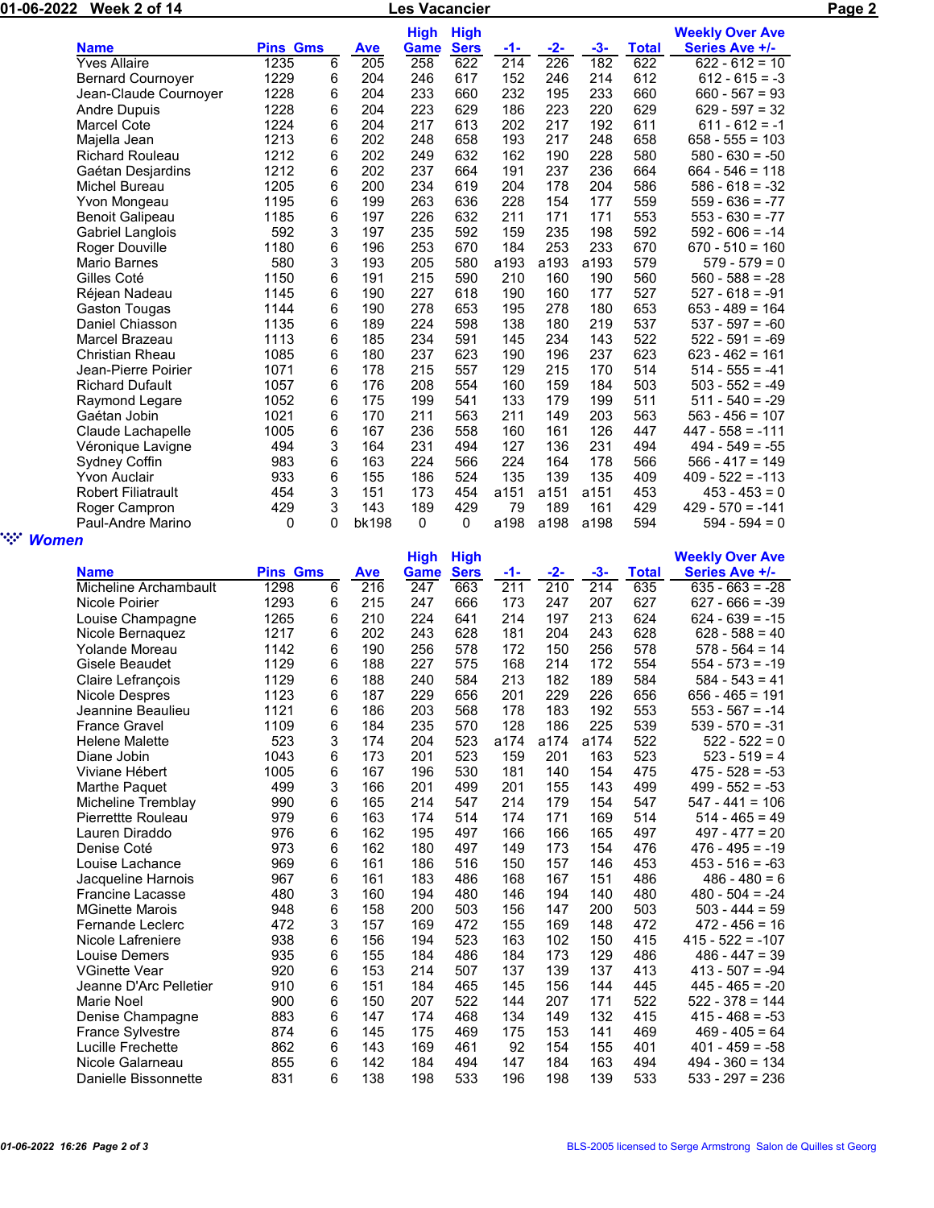| Name | Pins | Gms | Ave | High Game | High Sers | -1- | -2- | -3- | Total | Weekly Over Ave Series Ave +/- |
|---|---|---|---|---|---|---|---|---|---|---|
| Yves Allaire | 1235 | 6 | 205 | 258 | 622 | 214 | 226 | 182 | 622 | 622 - 612 = 10 |
| Bernard Cournoyer | 1229 | 6 | 204 | 246 | 617 | 152 | 246 | 214 | 612 | 612 - 615 = -3 |
| Jean-Claude Cournoyer | 1228 | 6 | 204 | 233 | 660 | 232 | 195 | 233 | 660 | 660 - 567 = 93 |
| Andre Dupuis | 1228 | 6 | 204 | 223 | 629 | 186 | 223 | 220 | 629 | 629 - 597 = 32 |
| Marcel Cote | 1224 | 6 | 204 | 217 | 613 | 202 | 217 | 192 | 611 | 611 - 612 = -1 |
| Majella Jean | 1213 | 6 | 202 | 248 | 658 | 193 | 217 | 248 | 658 | 658 - 555 = 103 |
| Richard Rouleau | 1212 | 6 | 202 | 249 | 632 | 162 | 190 | 228 | 580 | 580 - 630 = -50 |
| Gaétan Desjardins | 1212 | 6 | 202 | 237 | 664 | 191 | 237 | 236 | 664 | 664 - 546 = 118 |
| Michel Bureau | 1205 | 6 | 200 | 234 | 619 | 204 | 178 | 204 | 586 | 586 - 618 = -32 |
| Yvon Mongeau | 1195 | 6 | 199 | 263 | 636 | 228 | 154 | 177 | 559 | 559 - 636 = -77 |
| Benoit Galipeau | 1185 | 6 | 197 | 226 | 632 | 211 | 171 | 171 | 553 | 553 - 630 = -77 |
| Gabriel Langlois | 592 | 3 | 197 | 235 | 592 | 159 | 235 | 198 | 592 | 592 - 606 = -14 |
| Roger Douville | 1180 | 6 | 196 | 253 | 670 | 184 | 253 | 233 | 670 | 670 - 510 = 160 |
| Mario Barnes | 580 | 3 | 193 | 205 | 580 | a193 | a193 | a193 | 579 | 579 - 579 = 0 |
| Gilles Coté | 1150 | 6 | 191 | 215 | 590 | 210 | 160 | 190 | 560 | 560 - 588 = -28 |
| Réjean Nadeau | 1145 | 6 | 190 | 227 | 618 | 190 | 160 | 177 | 527 | 527 - 618 = -91 |
| Gaston Tougas | 1144 | 6 | 190 | 278 | 653 | 195 | 278 | 180 | 653 | 653 - 489 = 164 |
| Daniel Chiasson | 1135 | 6 | 189 | 224 | 598 | 138 | 180 | 219 | 537 | 537 - 597 = -60 |
| Marcel Brazeau | 1113 | 6 | 185 | 234 | 591 | 145 | 234 | 143 | 522 | 522 - 591 = -69 |
| Christian Rheau | 1085 | 6 | 180 | 237 | 623 | 190 | 196 | 237 | 623 | 623 - 462 = 161 |
| Jean-Pierre Poirier | 1071 | 6 | 178 | 215 | 557 | 129 | 215 | 170 | 514 | 514 - 555 = -41 |
| Richard Dufault | 1057 | 6 | 176 | 208 | 554 | 160 | 159 | 184 | 503 | 503 - 552 = -49 |
| Raymond Legare | 1052 | 6 | 175 | 199 | 541 | 133 | 179 | 199 | 511 | 511 - 540 = -29 |
| Gaétan Jobin | 1021 | 6 | 170 | 211 | 563 | 211 | 149 | 203 | 563 | 563 - 456 = 107 |
| Claude Lachapelle | 1005 | 6 | 167 | 236 | 558 | 160 | 161 | 126 | 447 | 447 - 558 = -111 |
| Véronique Lavigne | 494 | 3 | 164 | 231 | 494 | 127 | 136 | 231 | 494 | 494 - 549 = -55 |
| Sydney Coffin | 983 | 6 | 163 | 224 | 566 | 224 | 164 | 178 | 566 | 566 - 417 = 149 |
| Yvon Auclair | 933 | 6 | 155 | 186 | 524 | 135 | 139 | 135 | 409 | 409 - 522 = -113 |
| Robert Filiatrault | 454 | 3 | 151 | 173 | 454 | a151 | a151 | a151 | 453 | 453 - 453 = 0 |
| Roger Campron | 429 | 3 | 143 | 189 | 429 | 79 | 189 | 161 | 429 | 429 - 570 = -141 |
| Paul-Andre Marino | 0 | 0 | bk198 | 0 | 0 | a198 | a198 | a198 | 594 | 594 - 594 = 0 |

## Women

| Name | Pins | Gms | Ave | High Game | High Sers | -1- | -2- | -3- | Total | Weekly Over Ave Series Ave +/- |
|---|---|---|---|---|---|---|---|---|---|---|
| Micheline Archambault | 1298 | 6 | 216 | 247 | 663 | 211 | 210 | 214 | 635 | 635 - 663 = -28 |
| Nicole Poirier | 1293 | 6 | 215 | 247 | 666 | 173 | 247 | 207 | 627 | 627 - 666 = -39 |
| Louise Champagne | 1265 | 6 | 210 | 224 | 641 | 214 | 197 | 213 | 624 | 624 - 639 = -15 |
| Nicole Bernaquez | 1217 | 6 | 202 | 243 | 628 | 181 | 204 | 243 | 628 | 628 - 588 = 40 |
| Yolande Moreau | 1142 | 6 | 190 | 256 | 578 | 172 | 150 | 256 | 578 | 578 - 564 = 14 |
| Gisele Beaudet | 1129 | 6 | 188 | 227 | 575 | 168 | 214 | 172 | 554 | 554 - 573 = -19 |
| Claire Lefrançois | 1129 | 6 | 188 | 240 | 584 | 213 | 182 | 189 | 584 | 584 - 543 = 41 |
| Nicole Despres | 1123 | 6 | 187 | 229 | 656 | 201 | 229 | 226 | 656 | 656 - 465 = 191 |
| Jeannine Beaulieu | 1121 | 6 | 186 | 203 | 568 | 178 | 183 | 192 | 553 | 553 - 567 = -14 |
| France Gravel | 1109 | 6 | 184 | 235 | 570 | 128 | 186 | 225 | 539 | 539 - 570 = -31 |
| Helene Malette | 523 | 3 | 174 | 204 | 523 | a174 | a174 | a174 | 522 | 522 - 522 = 0 |
| Diane Jobin | 1043 | 6 | 173 | 201 | 523 | 159 | 201 | 163 | 523 | 523 - 519 = 4 |
| Viviane Hébert | 1005 | 6 | 167 | 196 | 530 | 181 | 140 | 154 | 475 | 475 - 528 = -53 |
| Marthe Paquet | 499 | 3 | 166 | 201 | 499 | 201 | 155 | 143 | 499 | 499 - 552 = -53 |
| Micheline Tremblay | 990 | 6 | 165 | 214 | 547 | 214 | 179 | 154 | 547 | 547 - 441 = 106 |
| Pierrettte Rouleau | 979 | 6 | 163 | 174 | 514 | 174 | 171 | 169 | 514 | 514 - 465 = 49 |
| Lauren Diraddo | 976 | 6 | 162 | 195 | 497 | 166 | 166 | 165 | 497 | 497 - 477 = 20 |
| Denise Coté | 973 | 6 | 162 | 180 | 497 | 149 | 173 | 154 | 476 | 476 - 495 = -19 |
| Louise Lachance | 969 | 6 | 161 | 186 | 516 | 150 | 157 | 146 | 453 | 453 - 516 = -63 |
| Jacqueline Harnois | 967 | 6 | 161 | 183 | 486 | 168 | 167 | 151 | 486 | 486 - 480 = 6 |
| Francine Lacasse | 480 | 3 | 160 | 194 | 480 | 146 | 194 | 140 | 480 | 480 - 504 = -24 |
| MGinette Marois | 948 | 6 | 158 | 200 | 503 | 156 | 147 | 200 | 503 | 503 - 444 = 59 |
| Fernande Leclerc | 472 | 3 | 157 | 169 | 472 | 155 | 169 | 148 | 472 | 472 - 456 = 16 |
| Nicole Lafreniere | 938 | 6 | 156 | 194 | 523 | 163 | 102 | 150 | 415 | 415 - 522 = -107 |
| Louise Demers | 935 | 6 | 155 | 184 | 486 | 184 | 173 | 129 | 486 | 486 - 447 = 39 |
| VGinette Vear | 920 | 6 | 153 | 214 | 507 | 137 | 139 | 137 | 413 | 413 - 507 = -94 |
| Jeanne D'Arc Pelletier | 910 | 6 | 151 | 184 | 465 | 145 | 156 | 144 | 445 | 445 - 465 = -20 |
| Marie Noel | 900 | 6 | 150 | 207 | 522 | 144 | 207 | 171 | 522 | 522 - 378 = 144 |
| Denise Champagne | 883 | 6 | 147 | 174 | 468 | 134 | 149 | 132 | 415 | 415 - 468 = -53 |
| France Sylvestre | 874 | 6 | 145 | 175 | 469 | 175 | 153 | 141 | 469 | 469 - 405 = 64 |
| Lucille Frechette | 862 | 6 | 143 | 169 | 461 | 92 | 154 | 155 | 401 | 401 - 459 = -58 |
| Nicole Galarneau | 855 | 6 | 142 | 184 | 494 | 147 | 184 | 163 | 494 | 494 - 360 = 134 |
| Danielle Bissonnette | 831 | 6 | 138 | 198 | 533 | 196 | 198 | 139 | 533 | 533 - 297 = 236 |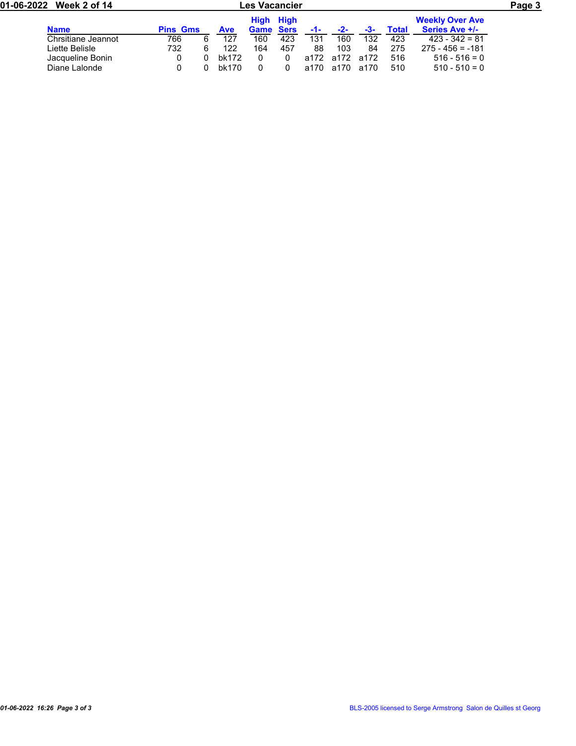| Name | Pins | Gms | Ave | High Game | High Sers | -1- | -2- | -3- | Total | Weekly Over Ave Series Ave +/- |
|---|---|---|---|---|---|---|---|---|---|---|
| Chrsitiane Jeannot | 766 | 6 | 127 | 160 | 423 | 131 | 160 | 132 | 423 | 423 - 342 = 81 |
| Liette Belisle | 732 | 6 | 122 | 164 | 457 | 88 | 103 | 84 | 275 | 275 - 456 = -181 |
| Jacqueline Bonin | 0 | 0 | bk172 | 0 | 0 | a172 | a172 | a172 | 516 | 516 - 516 = 0 |
| Diane Lalonde | 0 | 0 | bk170 | 0 | 0 | a170 | a170 | a170 | 510 | 510 - 510 = 0 |

BLS-2005 licensed to Serge Armstrong Salon de Quilles st Georg